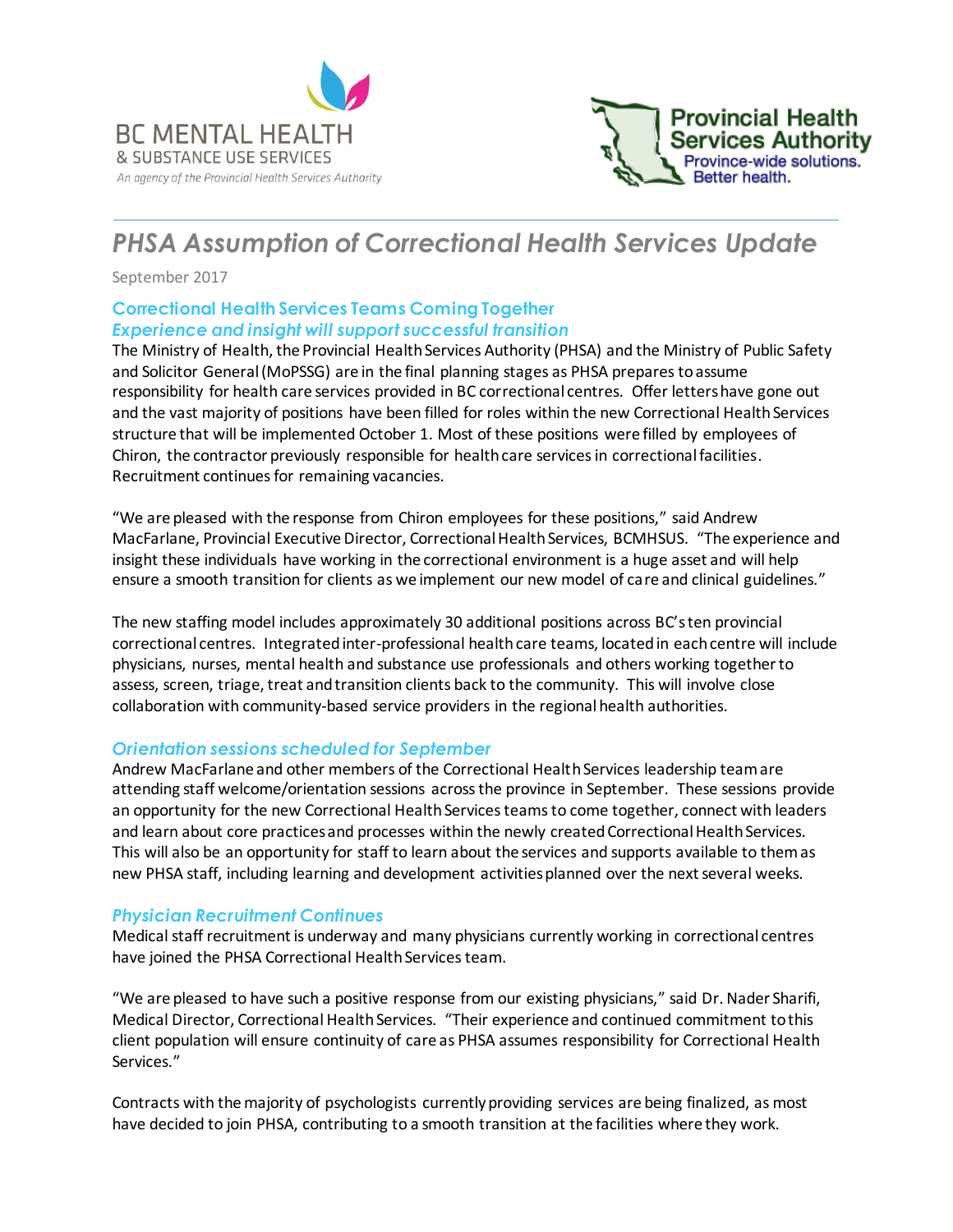BC MENTAL HEALTH
& SUBSTANCE USE SERVICES
*An agency of the Provincial Health Services Authority*

**Provincial Health Services Authority**
Province-wide solutions. Better health.

# *PHSA Assumption of Correctional Health Services Update*

September 2017

## Correctional Health Services Teams Coming Together

### *Experience and insight will support successful transition*

The Ministry of Health, the Provincial Health Services Authority (PHSA) and the Ministry of Public Safety and Solicitor General (MoPSSG) are in the final planning stages as PHSA prepares to assume responsibility for health care services provided in BC correctional centres. Offer letters have gone out and the vast majority of positions have been filled for roles within the new Correctional Health Services structure that will be implemented October 1. Most of these positions were filled by employees of Chiron, the contractor previously responsible for health care services in correctional facilities. Recruitment continues for remaining vacancies.

"We are pleased with the response from Chiron employees for these positions," said Andrew MacFarlane, Provincial Executive Director, Correctional Health Services, BCMHSUS. "The experience and insight these individuals have working in the correctional environment is a huge asset and will help ensure a smooth transition for clients as we implement our new model of care and clinical guidelines."

The new staffing model includes approximately 30 additional positions across BC's ten provincial correctional centres. Integrated inter-professional health care teams, located in each centre will include physicians, nurses, mental health and substance use professionals and others working together to assess, screen, triage, treat and transition clients back to the community. This will involve close collaboration with community-based service providers in the regional health authorities.

### *Orientation sessions scheduled for September*

Andrew MacFarlane and other members of the Correctional Health Services leadership team are attending staff welcome/orientation sessions across the province in September. These sessions provide an opportunity for the new Correctional Health Services teams to come together, connect with leaders and learn about core practices and processes within the newly created Correctional Health Services. This will also be an opportunity for staff to learn about the services and supports available to them as new PHSA staff, including learning and development activities planned over the next several weeks.

### *Physician Recruitment Continues*

Medical staff recruitment is underway and many physicians currently working in correctional centres have joined the PHSA Correctional Health Services team.

"We are pleased to have such a positive response from our existing physicians," said Dr. Nader Sharifi, Medical Director, Correctional Health Services. "Their experience and continued commitment to this client population will ensure continuity of care as PHSA assumes responsibility for Correctional Health Services."

Contracts with the majority of psychologists currently providing services are being finalized, as most have decided to join PHSA, contributing to a smooth transition at the facilities where they work.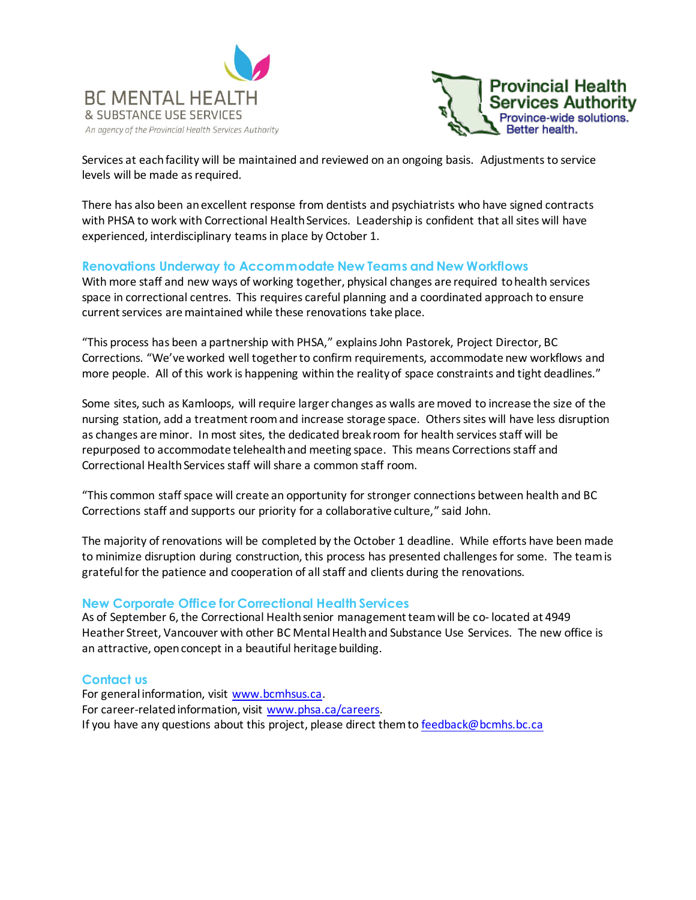Services at each facility will be maintained and reviewed on an ongoing basis. Adjustments to service levels will be made as required.

There has also been an excellent response from dentists and psychiatrists who have signed contracts with PHSA to work with Correctional Health Services. Leadership is confident that all sites will have experienced, interdisciplinary teams in place by October 1.

## Renovations Underway to Accommodate New Teams and New Workflows

With more staff and new ways of working together, physical changes are required to health services space in correctional centres. This requires careful planning and a coordinated approach to ensure current services are maintained while these renovations take place.

"This process has been a partnership with PHSA," explains John Pastorek, Project Director, BC Corrections. "We've worked well together to confirm requirements, accommodate new workflows and more people. All of this work is happening within the reality of space constraints and tight deadlines."

Some sites, such as Kamloops, will require larger changes as walls are moved to increase the size of the nursing station, add a treatment room and increase storage space. Others sites will have less disruption as changes are minor. In most sites, the dedicated break room for health services staff will be repurposed to accommodate telehealth and meeting space. This means Corrections staff and Correctional Health Services staff will share a common staff room.

"This common staff space will create an opportunity for stronger connections between health and BC Corrections staff and supports our priority for a collaborative culture," said John.

The majority of renovations will be completed by the October 1 deadline. While efforts have been made to minimize disruption during construction, this process has presented challenges for some. The team is grateful for the patience and cooperation of all staff and clients during the renovations.

## New Corporate Office for Correctional Health Services

As of September 6, the Correctional Health senior management team will be co- located at 4949 Heather Street, Vancouver with other BC Mental Health and Substance Use Services. The new office is an attractive, open concept in a beautiful heritage building.

## Contact us

For general information, visit [www.bcmhsus.ca](http://www.bcmhsus.ca).
For career-related information, visit [www.phsa.ca/careers](http://www.phsa.ca/careers).
If you have any questions about this project, please direct them to [feedback@bcmhs.bc.ca](mailto:feedback@bcmhs.bc.ca)